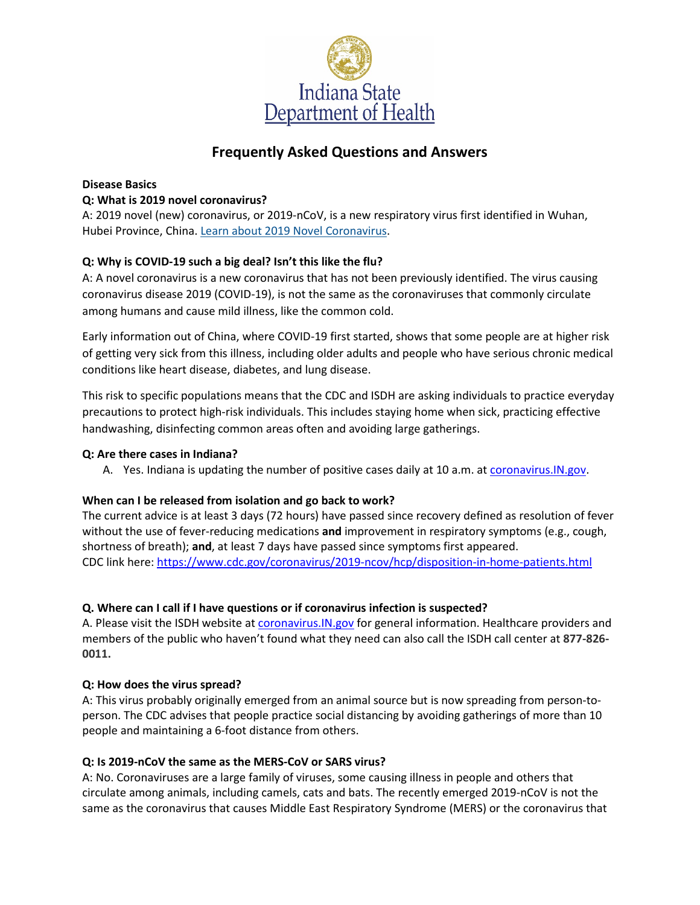Indiana State Department of Health

# Frequently Asked Questions and Answers

**Disease Basics**

**Q: What is 2019 novel coronavirus?**

A: 2019 novel (new) coronavirus, or 2019-nCoV, is a new respiratory virus first identified in Wuhan, Hubei Province, China. [Learn about 2019 Novel Coronavirus](#).

**Q: Why is COVID-19 such a big deal? Isn't this like the flu?**

A: A novel coronavirus is a new coronavirus that has not been previously identified. The virus causing coronavirus disease 2019 (COVID-19), is not the same as the coronaviruses that commonly circulate among humans and cause mild illness, like the common cold.

Early information out of China, where COVID-19 first started, shows that some people are at higher risk of getting very sick from this illness, including older adults and people who have serious chronic medical conditions like heart disease, diabetes, and lung disease.

This risk to specific populations means that the CDC and ISDH are asking individuals to practice everyday precautions to protect high-risk individuals. This includes staying home when sick, practicing effective handwashing, disinfecting common areas often and avoiding large gatherings.

**Q: Are there cases in Indiana?**

A. Yes. Indiana is updating the number of positive cases daily at 10 a.m. at [coronavirus.IN.gov](https://coronavirus.IN.gov).

**When can I be released from isolation and go back to work?**

The current advice is at least 3 days (72 hours) have passed since recovery defined as resolution of fever without the use of fever-reducing medications **and** improvement in respiratory symptoms (e.g., cough, shortness of breath); **and**, at least 7 days have passed since symptoms first appeared.
CDC link here: https://www.cdc.gov/coronavirus/2019-ncov/hcp/disposition-in-home-patients.html

**Q. Where can I call if I have questions or if coronavirus infection is suspected?**

A. Please visit the ISDH website at [coronavirus.IN.gov](https://coronavirus.IN.gov) for general information. Healthcare providers and members of the public who haven't found what they need can also call the ISDH call center at **877-826-0011.**

**Q: How does the virus spread?**

A: This virus probably originally emerged from an animal source but is now spreading from person-to-person. The CDC advises that people practice social distancing by avoiding gatherings of more than 10 people and maintaining a 6-foot distance from others.

**Q: Is 2019-nCoV the same as the MERS-CoV or SARS virus?**

A: No. Coronaviruses are a large family of viruses, some causing illness in people and others that circulate among animals, including camels, cats and bats. The recently emerged 2019-nCoV is not the same as the coronavirus that causes Middle East Respiratory Syndrome (MERS) or the coronavirus that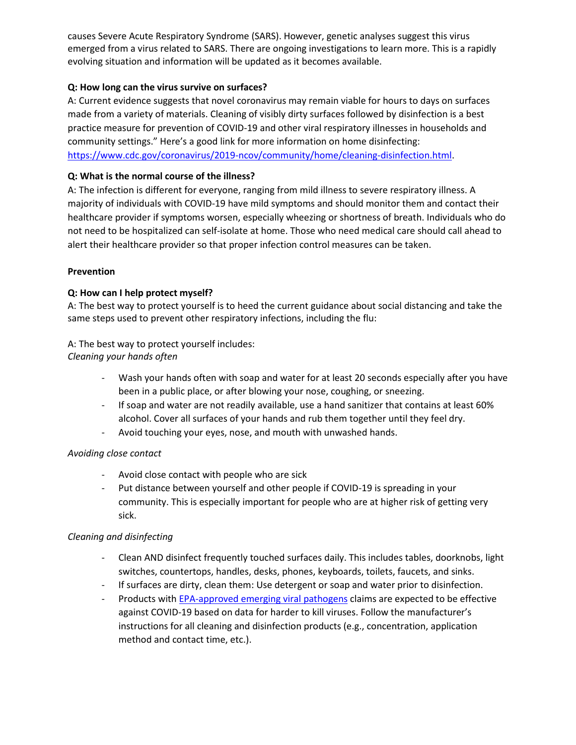causes Severe Acute Respiratory Syndrome (SARS). However, genetic analyses suggest this virus emerged from a virus related to SARS. There are ongoing investigations to learn more. This is a rapidly evolving situation and information will be updated as it becomes available.

**Q: How long can the virus survive on surfaces?**

A: Current evidence suggests that novel coronavirus may remain viable for hours to days on surfaces made from a variety of materials. Cleaning of visibly dirty surfaces followed by disinfection is a best practice measure for prevention of COVID-19 and other viral respiratory illnesses in households and community settings." Here's a good link for more information on home disinfecting: [https://www.cdc.gov/coronavirus/2019-ncov/community/home/cleaning-disinfection.html](https://www.cdc.gov/coronavirus/2019-ncov/community/home/cleaning-disinfection.html).

**Q: What is the normal course of the illness?**

A: The infection is different for everyone, ranging from mild illness to severe respiratory illness. A majority of individuals with COVID-19 have mild symptoms and should monitor them and contact their healthcare provider if symptoms worsen, especially wheezing or shortness of breath. Individuals who do not need to be hospitalized can self-isolate at home. Those who need medical care should call ahead to alert their healthcare provider so that proper infection control measures can be taken.

**Prevention**

**Q: How can I help protect myself?**

A: The best way to protect yourself is to heed the current guidance about social distancing and take the same steps used to prevent other respiratory infections, including the flu:

A: The best way to protect yourself includes:

*Cleaning your hands often*

- Wash your hands often with soap and water for at least 20 seconds especially after you have been in a public place, or after blowing your nose, coughing, or sneezing.
- If soap and water are not readily available, use a hand sanitizer that contains at least 60% alcohol. Cover all surfaces of your hands and rub them together until they feel dry.
- Avoid touching your eyes, nose, and mouth with unwashed hands.

*Avoiding close contact*

- Avoid close contact with people who are sick
- Put distance between yourself and other people if COVID-19 is spreading in your community. This is especially important for people who are at higher risk of getting very sick.

*Cleaning and disinfecting*

- Clean AND disinfect frequently touched surfaces daily. This includes tables, doorknobs, light switches, countertops, handles, desks, phones, keyboards, toilets, faucets, and sinks.
- If surfaces are dirty, clean them: Use detergent or soap and water prior to disinfection.
- Products with EPA-approved emerging viral pathogens claims are expected to be effective against COVID-19 based on data for harder to kill viruses. Follow the manufacturer's instructions for all cleaning and disinfection products (e.g., concentration, application method and contact time, etc.).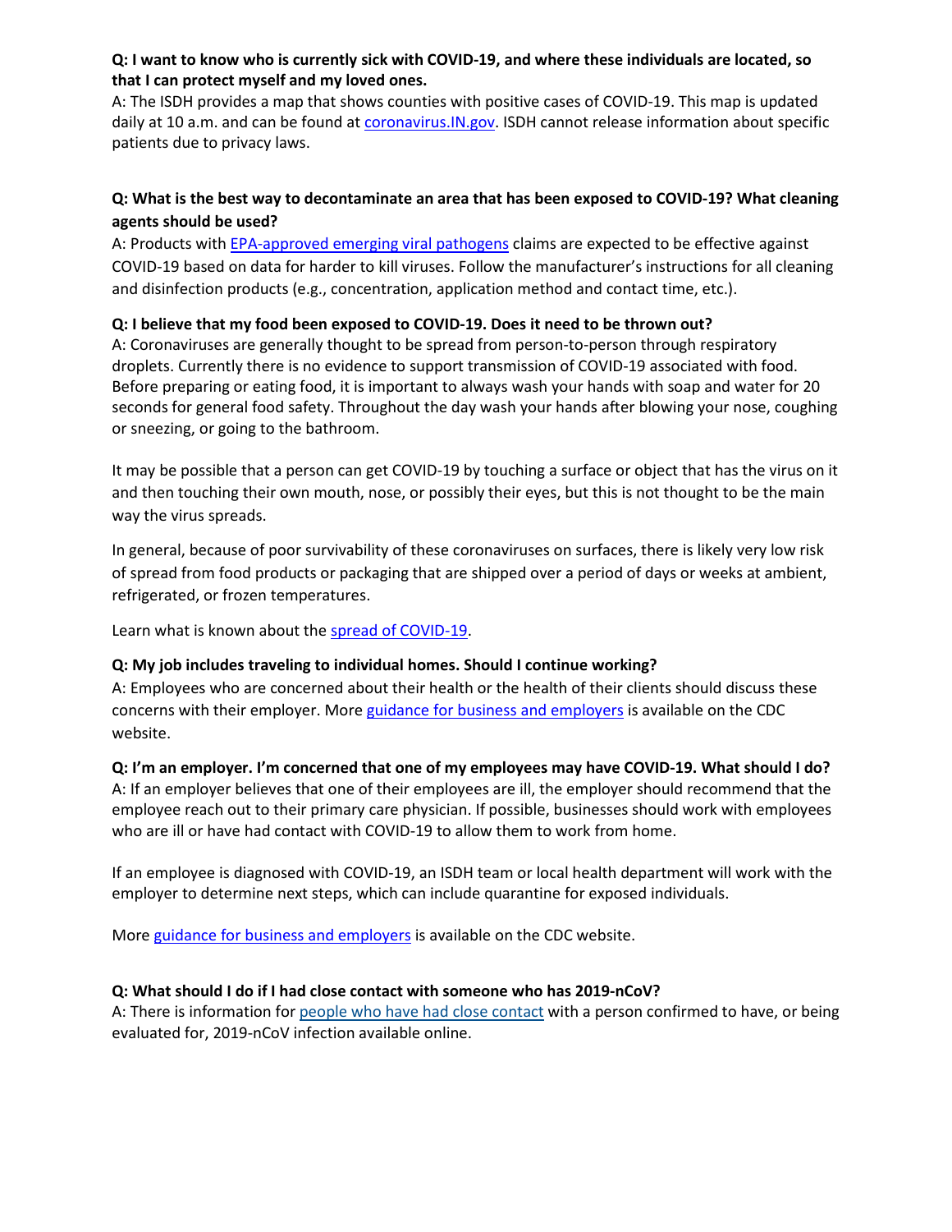**Q: I want to know who is currently sick with COVID-19, and where these individuals are located, so that I can protect myself and my loved ones.**

A: The ISDH provides a map that shows counties with positive cases of COVID-19. This map is updated daily at 10 a.m. and can be found at coronavirus.IN.gov. ISDH cannot release information about specific patients due to privacy laws.

**Q: What is the best way to decontaminate an area that has been exposed to COVID-19? What cleaning agents should be used?**

A: Products with EPA-approved emerging viral pathogens claims are expected to be effective against COVID-19 based on data for harder to kill viruses. Follow the manufacturer's instructions for all cleaning and disinfection products (e.g., concentration, application method and contact time, etc.).

**Q: I believe that my food been exposed to COVID-19. Does it need to be thrown out?**

A: Coronaviruses are generally thought to be spread from person-to-person through respiratory droplets. Currently there is no evidence to support transmission of COVID-19 associated with food. Before preparing or eating food, it is important to always wash your hands with soap and water for 20 seconds for general food safety. Throughout the day wash your hands after blowing your nose, coughing or sneezing, or going to the bathroom.

It may be possible that a person can get COVID-19 by touching a surface or object that has the virus on it and then touching their own mouth, nose, or possibly their eyes, but this is not thought to be the main way the virus spreads.

In general, because of poor survivability of these coronaviruses on surfaces, there is likely very low risk of spread from food products or packaging that are shipped over a period of days or weeks at ambient, refrigerated, or frozen temperatures.

Learn what is known about the spread of COVID-19.

**Q: My job includes traveling to individual homes. Should I continue working?**

A: Employees who are concerned about their health or the health of their clients should discuss these concerns with their employer. More guidance for business and employers is available on the CDC website.

**Q: I'm an employer. I'm concerned that one of my employees may have COVID-19. What should I do?**

A: If an employer believes that one of their employees are ill, the employer should recommend that the employee reach out to their primary care physician. If possible, businesses should work with employees who are ill or have had contact with COVID-19 to allow them to work from home.

If an employee is diagnosed with COVID-19, an ISDH team or local health department will work with the employer to determine next steps, which can include quarantine for exposed individuals.

More guidance for business and employers is available on the CDC website.

**Q: What should I do if I had close contact with someone who has 2019-nCoV?**

A: There is information for people who have had close contact with a person confirmed to have, or being evaluated for, 2019-nCoV infection available online.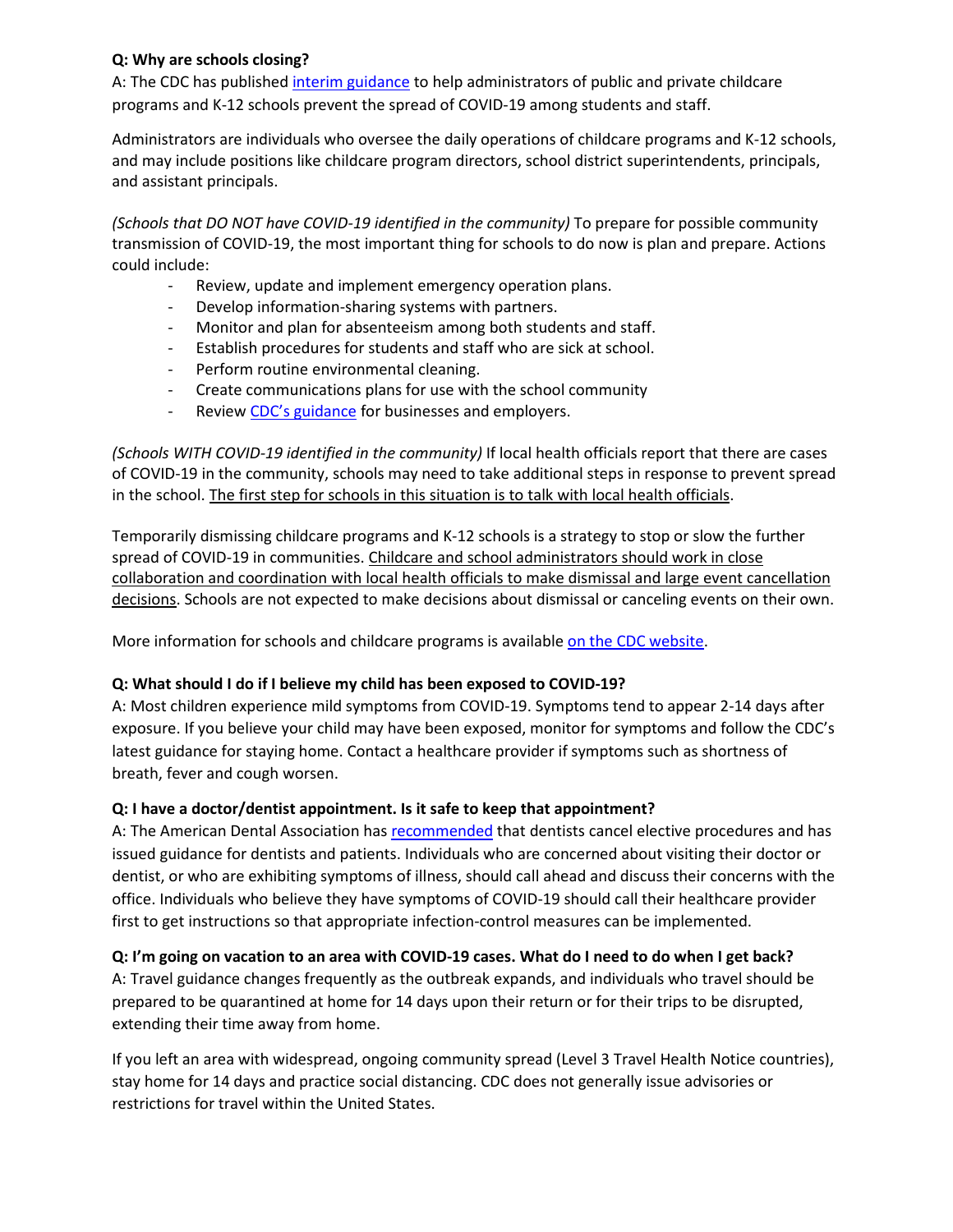**Q: Why are schools closing?**

A: The CDC has published interim guidance to help administrators of public and private childcare programs and K-12 schools prevent the spread of COVID-19 among students and staff.

Administrators are individuals who oversee the daily operations of childcare programs and K-12 schools, and may include positions like childcare program directors, school district superintendents, principals, and assistant principals.

*(Schools that DO NOT have COVID-19 identified in the community)* To prepare for possible community transmission of COVID-19, the most important thing for schools to do now is plan and prepare. Actions could include:

- Review, update and implement emergency operation plans.
- Develop information-sharing systems with partners.
- Monitor and plan for absenteeism among both students and staff.
- Establish procedures for students and staff who are sick at school.
- Perform routine environmental cleaning.
- Create communications plans for use with the school community
- Review CDC's guidance for businesses and employers.

*(Schools WITH COVID-19 identified in the community)* If local health officials report that there are cases of COVID-19 in the community, schools may need to take additional steps in response to prevent spread in the school. The first step for schools in this situation is to talk with local health officials.

Temporarily dismissing childcare programs and K-12 schools is a strategy to stop or slow the further spread of COVID-19 in communities. Childcare and school administrators should work in close collaboration and coordination with local health officials to make dismissal and large event cancellation decisions. Schools are not expected to make decisions about dismissal or canceling events on their own.

More information for schools and childcare programs is available on the CDC website.

**Q: What should I do if I believe my child has been exposed to COVID-19?**

A: Most children experience mild symptoms from COVID-19. Symptoms tend to appear 2-14 days after exposure. If you believe your child may have been exposed, monitor for symptoms and follow the CDC's latest guidance for staying home. Contact a healthcare provider if symptoms such as shortness of breath, fever and cough worsen.

**Q: I have a doctor/dentist appointment. Is it safe to keep that appointment?**

A: The American Dental Association has recommended that dentists cancel elective procedures and has issued guidance for dentists and patients. Individuals who are concerned about visiting their doctor or dentist, or who are exhibiting symptoms of illness, should call ahead and discuss their concerns with the office. Individuals who believe they have symptoms of COVID-19 should call their healthcare provider first to get instructions so that appropriate infection-control measures can be implemented.

**Q: I'm going on vacation to an area with COVID-19 cases. What do I need to do when I get back?**

A: Travel guidance changes frequently as the outbreak expands, and individuals who travel should be prepared to be quarantined at home for 14 days upon their return or for their trips to be disrupted, extending their time away from home.

If you left an area with widespread, ongoing community spread (Level 3 Travel Health Notice countries), stay home for 14 days and practice social distancing. CDC does not generally issue advisories or restrictions for travel within the United States.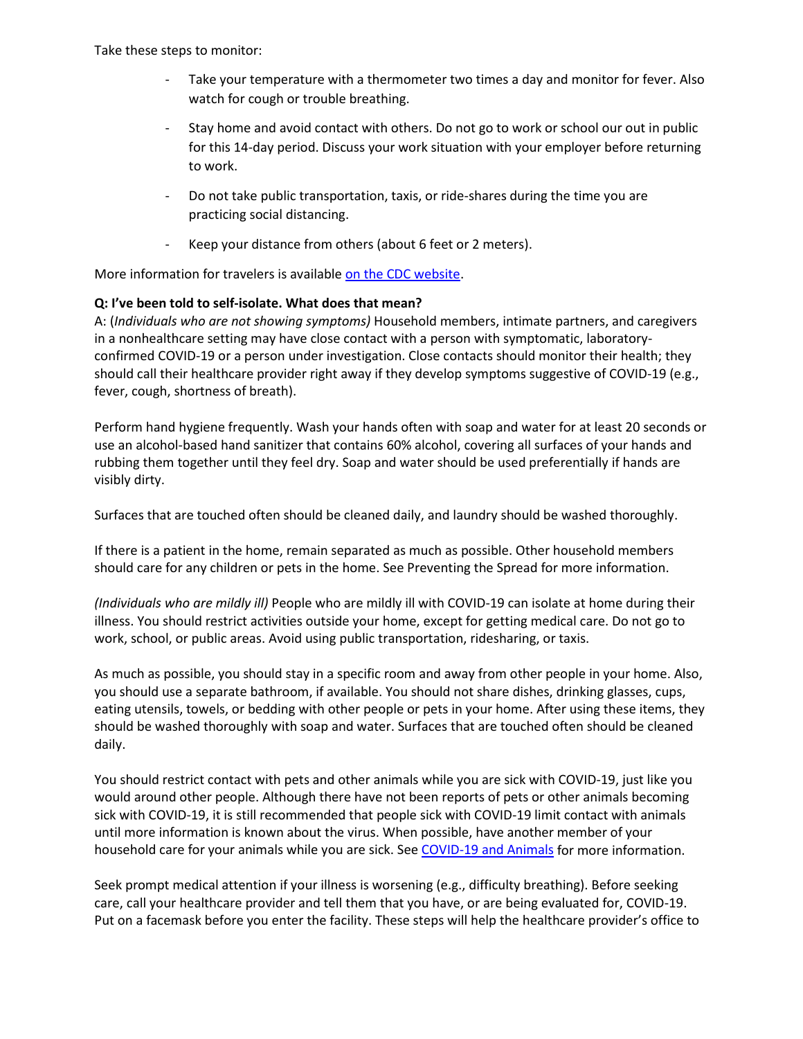Take these steps to monitor:

- Take your temperature with a thermometer two times a day and monitor for fever. Also watch for cough or trouble breathing.
- Stay home and avoid contact with others. Do not go to work or school our out in public for this 14-day period. Discuss your work situation with your employer before returning to work.
- Do not take public transportation, taxis, or ride-shares during the time you are practicing social distancing.
- Keep your distance from others (about 6 feet or 2 meters).

More information for travelers is available [on the CDC website](#).

**Q: I've been told to self-isolate. What does that mean?**

A: (*Individuals who are not showing symptoms)* Household members, intimate partners, and caregivers in a nonhealthcare setting may have close contact with a person with symptomatic, laboratory-confirmed COVID-19 or a person under investigation. Close contacts should monitor their health; they should call their healthcare provider right away if they develop symptoms suggestive of COVID-19 (e.g., fever, cough, shortness of breath).

Perform hand hygiene frequently. Wash your hands often with soap and water for at least 20 seconds or use an alcohol-based hand sanitizer that contains 60% alcohol, covering all surfaces of your hands and rubbing them together until they feel dry. Soap and water should be used preferentially if hands are visibly dirty.

Surfaces that are touched often should be cleaned daily, and laundry should be washed thoroughly.

If there is a patient in the home, remain separated as much as possible. Other household members should care for any children or pets in the home. See Preventing the Spread for more information.

*(Individuals who are mildly ill)* People who are mildly ill with COVID-19 can isolate at home during their illness. You should restrict activities outside your home, except for getting medical care. Do not go to work, school, or public areas. Avoid using public transportation, ridesharing, or taxis.

As much as possible, you should stay in a specific room and away from other people in your home. Also, you should use a separate bathroom, if available. You should not share dishes, drinking glasses, cups, eating utensils, towels, or bedding with other people or pets in your home. After using these items, they should be washed thoroughly with soap and water. Surfaces that are touched often should be cleaned daily.

You should restrict contact with pets and other animals while you are sick with COVID-19, just like you would around other people. Although there have not been reports of pets or other animals becoming sick with COVID-19, it is still recommended that people sick with COVID-19 limit contact with animals until more information is known about the virus. When possible, have another member of your household care for your animals while you are sick. See [COVID-19 and Animals](#) for more information.

Seek prompt medical attention if your illness is worsening (e.g., difficulty breathing). Before seeking care, call your healthcare provider and tell them that you have, or are being evaluated for, COVID-19. Put on a facemask before you enter the facility. These steps will help the healthcare provider's office to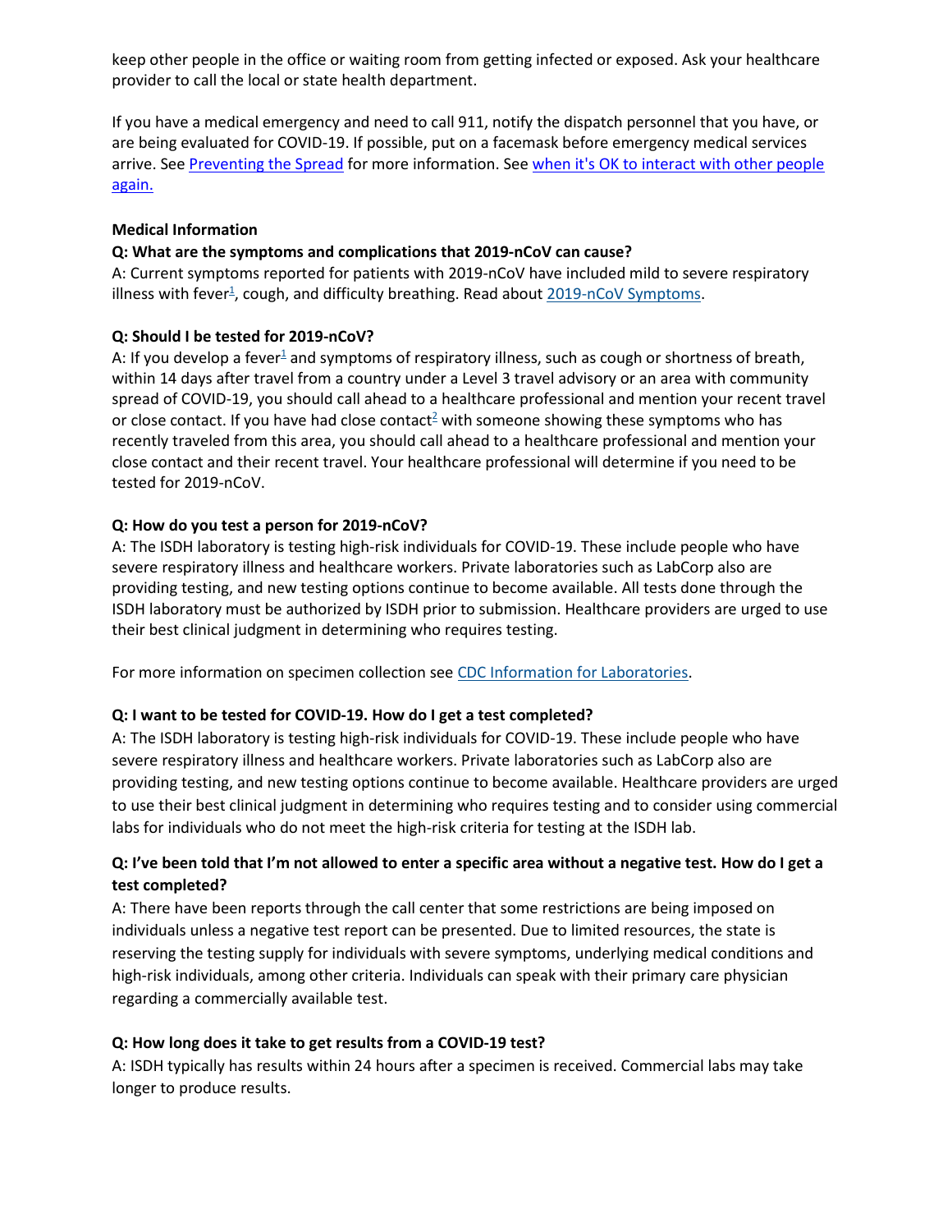keep other people in the office or waiting room from getting infected or exposed. Ask your healthcare provider to call the local or state health department.

If you have a medical emergency and need to call 911, notify the dispatch personnel that you have, or are being evaluated for COVID-19. If possible, put on a facemask before emergency medical services arrive. See Preventing the Spread for more information. See when it's OK to interact with other people again.

**Medical Information**

**Q: What are the symptoms and complications that 2019-nCoV can cause?**

A: Current symptoms reported for patients with 2019-nCoV have included mild to severe respiratory illness with fever[1], cough, and difficulty breathing. Read about 2019-nCoV Symptoms.

**Q: Should I be tested for 2019-nCoV?**

A: If you develop a fever[1] and symptoms of respiratory illness, such as cough or shortness of breath, within 14 days after travel from a country under a Level 3 travel advisory or an area with community spread of COVID-19, you should call ahead to a healthcare professional and mention your recent travel or close contact. If you have had close contact[2] with someone showing these symptoms who has recently traveled from this area, you should call ahead to a healthcare professional and mention your close contact and their recent travel. Your healthcare professional will determine if you need to be tested for 2019-nCoV.

**Q: How do you test a person for 2019-nCoV?**

A: The ISDH laboratory is testing high-risk individuals for COVID-19. These include people who have severe respiratory illness and healthcare workers. Private laboratories such as LabCorp also are providing testing, and new testing options continue to become available. All tests done through the ISDH laboratory must be authorized by ISDH prior to submission. Healthcare providers are urged to use their best clinical judgment in determining who requires testing.

For more information on specimen collection see CDC Information for Laboratories.

**Q: I want to be tested for COVID-19. How do I get a test completed?**

A: The ISDH laboratory is testing high-risk individuals for COVID-19. These include people who have severe respiratory illness and healthcare workers. Private laboratories such as LabCorp also are providing testing, and new testing options continue to become available. Healthcare providers are urged to use their best clinical judgment in determining who requires testing and to consider using commercial labs for individuals who do not meet the high-risk criteria for testing at the ISDH lab.

**Q: I've been told that I'm not allowed to enter a specific area without a negative test. How do I get a test completed?**

A: There have been reports through the call center that some restrictions are being imposed on individuals unless a negative test report can be presented. Due to limited resources, the state is reserving the testing supply for individuals with severe symptoms, underlying medical conditions and high-risk individuals, among other criteria. Individuals can speak with their primary care physician regarding a commercially available test.

**Q: How long does it take to get results from a COVID-19 test?**

A: ISDH typically has results within 24 hours after a specimen is received. Commercial labs may take longer to produce results.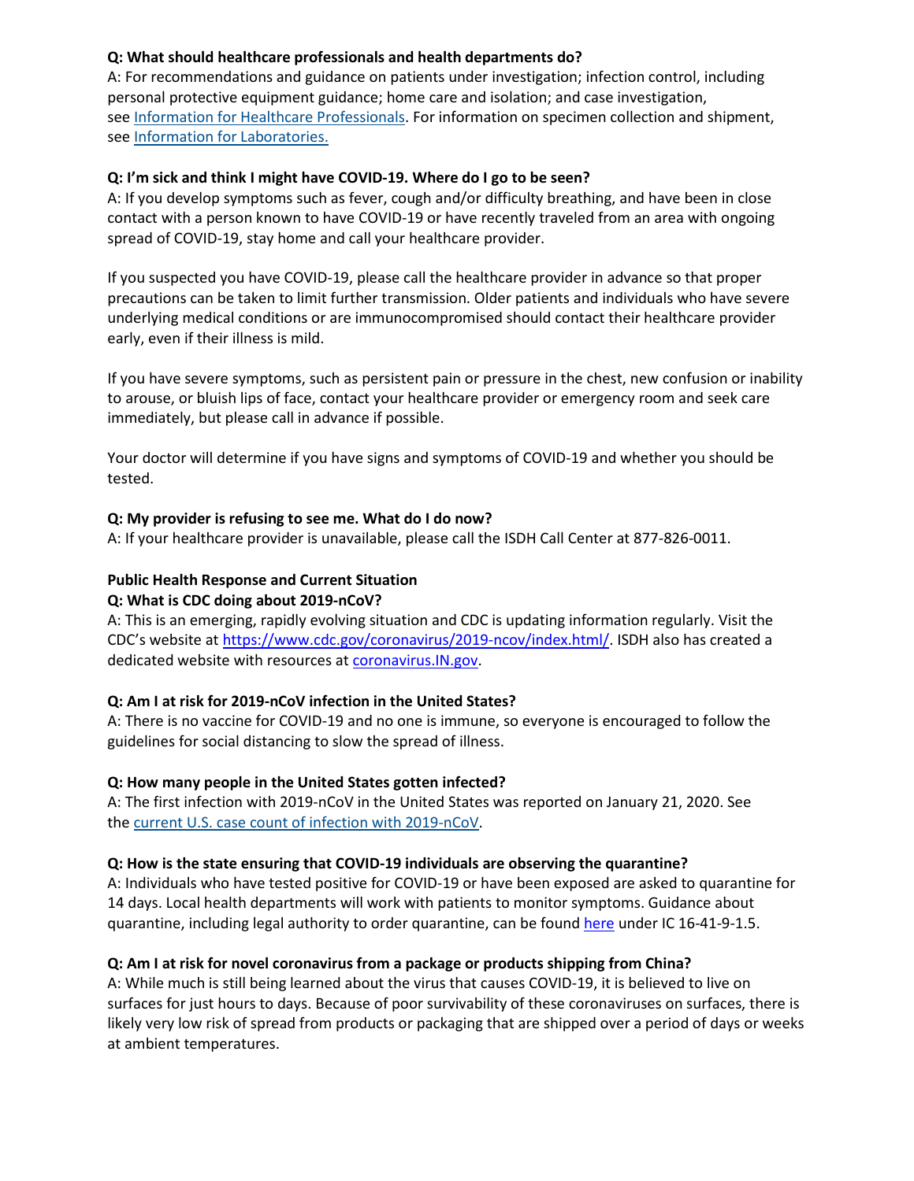**Q: What should healthcare professionals and health departments do?**
A: For recommendations and guidance on patients under investigation; infection control, including personal protective equipment guidance; home care and isolation; and case investigation, see [Information for Healthcare Professionals](). For information on specimen collection and shipment, see [Information for Laboratories.]()

**Q: I'm sick and think I might have COVID-19. Where do I go to be seen?**
A: If you develop symptoms such as fever, cough and/or difficulty breathing, and have been in close contact with a person known to have COVID-19 or have recently traveled from an area with ongoing spread of COVID-19, stay home and call your healthcare provider.

If you suspected you have COVID-19, please call the healthcare provider in advance so that proper precautions can be taken to limit further transmission. Older patients and individuals who have severe underlying medical conditions or are immunocompromised should contact their healthcare provider early, even if their illness is mild.

If you have severe symptoms, such as persistent pain or pressure in the chest, new confusion or inability to arouse, or bluish lips of face, contact your healthcare provider or emergency room and seek care immediately, but please call in advance if possible.

Your doctor will determine if you have signs and symptoms of COVID-19 and whether you should be tested.

**Q: My provider is refusing to see me. What do I do now?**
A: If your healthcare provider is unavailable, please call the ISDH Call Center at 877-826-0011.

**Public Health Response and Current Situation**

**Q: What is CDC doing about 2019-nCoV?**
A: This is an emerging, rapidly evolving situation and CDC is updating information regularly. Visit the CDC's website at https://www.cdc.gov/coronavirus/2019-ncov/index.html/. ISDH also has created a dedicated website with resources at coronavirus.IN.gov.

**Q: Am I at risk for 2019-nCoV infection in the United States?**
A: There is no vaccine for COVID-19 and no one is immune, so everyone is encouraged to follow the guidelines for social distancing to slow the spread of illness.

**Q: How many people in the United States gotten infected?**
A: The first infection with 2019-nCoV in the United States was reported on January 21, 2020. See the [current U.S. case count of infection with 2019-nCoV]().

**Q: How is the state ensuring that COVID-19 individuals are observing the quarantine?**
A: Individuals who have tested positive for COVID-19 or have been exposed are asked to quarantine for 14 days. Local health departments will work with patients to monitor symptoms. Guidance about quarantine, including legal authority to order quarantine, can be found [here]() under IC 16-41-9-1.5.

**Q: Am I at risk for novel coronavirus from a package or products shipping from China?**
A: While much is still being learned about the virus that causes COVID-19, it is believed to live on surfaces for just hours to days. Because of poor survivability of these coronaviruses on surfaces, there is likely very low risk of spread from products or packaging that are shipped over a period of days or weeks at ambient temperatures.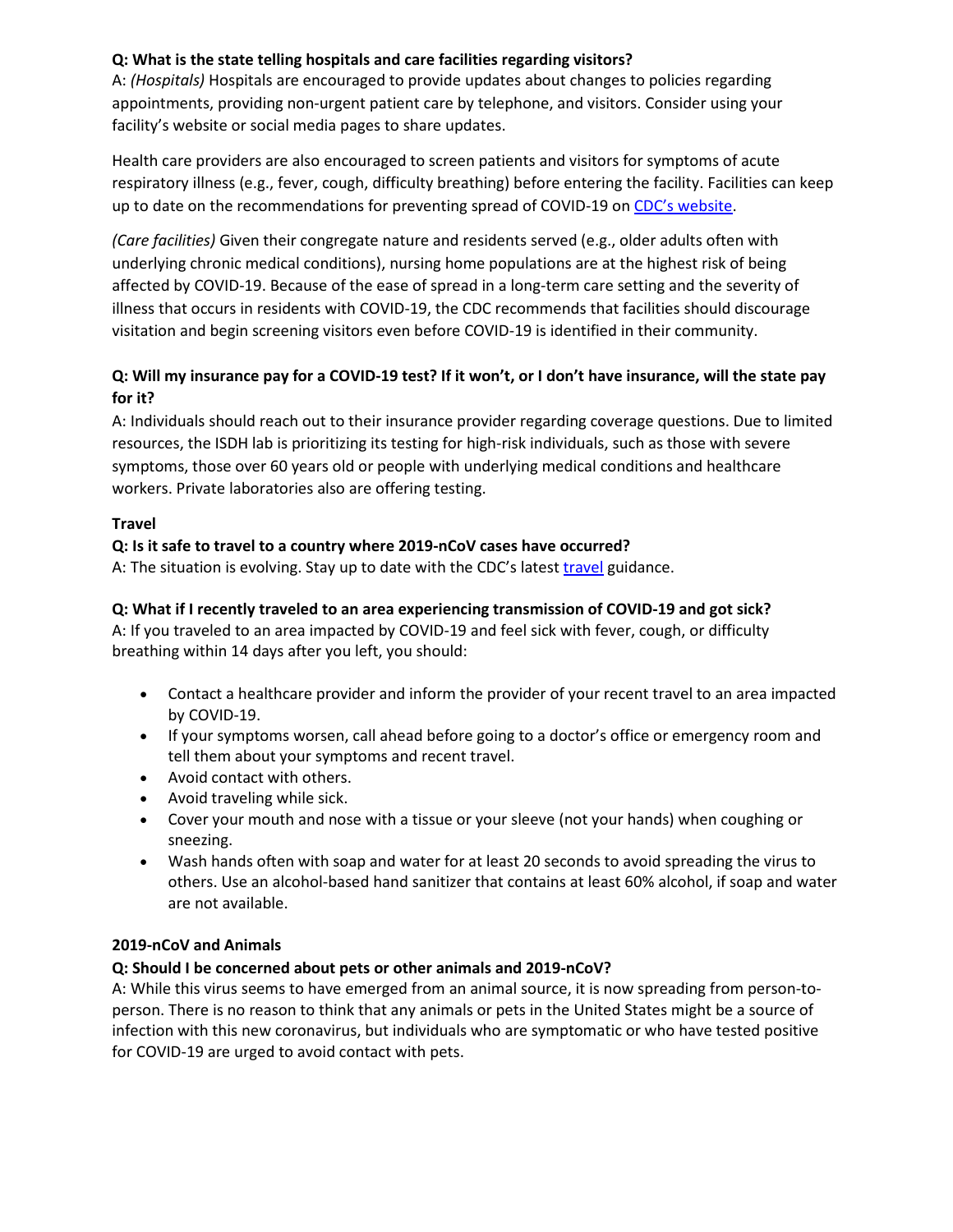**Q: What is the state telling hospitals and care facilities regarding visitors?**

A: *(Hospitals)* Hospitals are encouraged to provide updates about changes to policies regarding appointments, providing non-urgent patient care by telephone, and visitors. Consider using your facility's website or social media pages to share updates.

Health care providers are also encouraged to screen patients and visitors for symptoms of acute respiratory illness (e.g., fever, cough, difficulty breathing) before entering the facility. Facilities can keep up to date on the recommendations for preventing spread of COVID-19 on [CDC's website](#).

*(Care facilities)* Given their congregate nature and residents served (e.g., older adults often with underlying chronic medical conditions), nursing home populations are at the highest risk of being affected by COVID-19. Because of the ease of spread in a long-term care setting and the severity of illness that occurs in residents with COVID-19, the CDC recommends that facilities should discourage visitation and begin screening visitors even before COVID-19 is identified in their community.

**Q: Will my insurance pay for a COVID-19 test? If it won't, or I don't have insurance, will the state pay for it?**

A: Individuals should reach out to their insurance provider regarding coverage questions. Due to limited resources, the ISDH lab is prioritizing its testing for high-risk individuals, such as those with severe symptoms, those over 60 years old or people with underlying medical conditions and healthcare workers. Private laboratories also are offering testing.

**Travel**

**Q: Is it safe to travel to a country where 2019-nCoV cases have occurred?**

A: The situation is evolving. Stay up to date with the CDC's latest [travel](#) guidance.

**Q: What if I recently traveled to an area experiencing transmission of COVID-19 and got sick?**

A: If you traveled to an area impacted by COVID-19 and feel sick with fever, cough, or difficulty breathing within 14 days after you left, you should:

- Contact a healthcare provider and inform the provider of your recent travel to an area impacted by COVID-19.
- If your symptoms worsen, call ahead before going to a doctor's office or emergency room and tell them about your symptoms and recent travel.
- Avoid contact with others.
- Avoid traveling while sick.
- Cover your mouth and nose with a tissue or your sleeve (not your hands) when coughing or sneezing.
- Wash hands often with soap and water for at least 20 seconds to avoid spreading the virus to others. Use an alcohol-based hand sanitizer that contains at least 60% alcohol, if soap and water are not available.

**2019-nCoV and Animals**

**Q: Should I be concerned about pets or other animals and 2019-nCoV?**

A: While this virus seems to have emerged from an animal source, it is now spreading from person-to-person. There is no reason to think that any animals or pets in the United States might be a source of infection with this new coronavirus, but individuals who are symptomatic or who have tested positive for COVID-19 are urged to avoid contact with pets.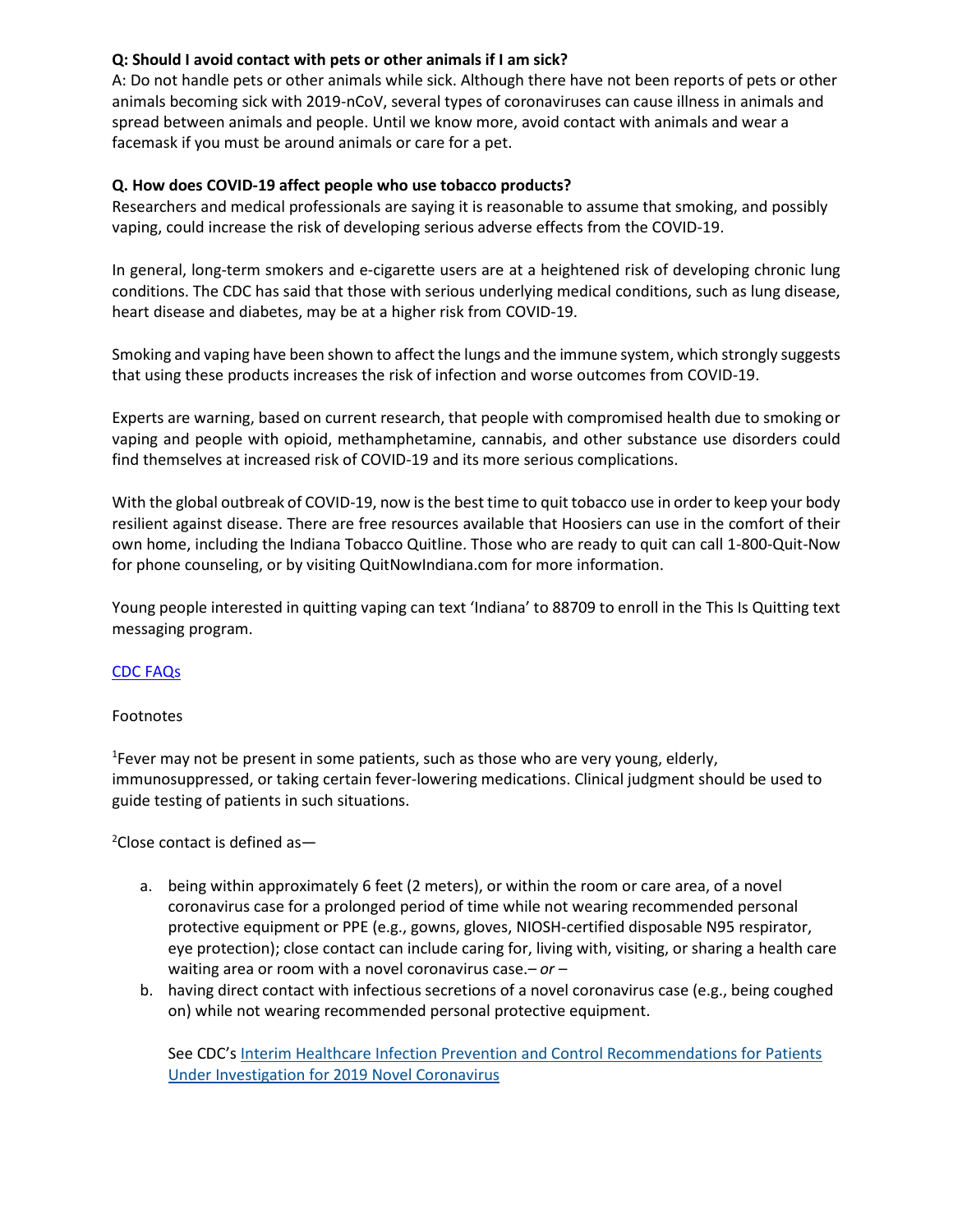**Q: Should I avoid contact with pets or other animals if I am sick?**
A: Do not handle pets or other animals while sick. Although there have not been reports of pets or other animals becoming sick with 2019-nCoV, several types of coronaviruses can cause illness in animals and spread between animals and people. Until we know more, avoid contact with animals and wear a facemask if you must be around animals or care for a pet.

**Q. How does COVID-19 affect people who use tobacco products?**
Researchers and medical professionals are saying it is reasonable to assume that smoking, and possibly vaping, could increase the risk of developing serious adverse effects from the COVID-19.

In general, long-term smokers and e-cigarette users are at a heightened risk of developing chronic lung conditions. The CDC has said that those with serious underlying medical conditions, such as lung disease, heart disease and diabetes, may be at a higher risk from COVID-19.

Smoking and vaping have been shown to affect the lungs and the immune system, which strongly suggests that using these products increases the risk of infection and worse outcomes from COVID-19.

Experts are warning, based on current research, that people with compromised health due to smoking or vaping and people with opioid, methamphetamine, cannabis, and other substance use disorders could find themselves at increased risk of COVID-19 and its more serious complications.

With the global outbreak of COVID-19, now is the best time to quit tobacco use in order to keep your body resilient against disease. There are free resources available that Hoosiers can use in the comfort of their own home, including the Indiana Tobacco Quitline. Those who are ready to quit can call 1-800-Quit-Now for phone counseling, or by visiting QuitNowIndiana.com for more information.

Young people interested in quitting vaping can text 'Indiana' to 88709 to enroll in the This Is Quitting text messaging program.

[CDC FAQs]

Footnotes

[1]Fever may not be present in some patients, such as those who are very young, elderly, immunosuppressed, or taking certain fever-lowering medications. Clinical judgment should be used to guide testing of patients in such situations.

[2]Close contact is defined as—

a. being within approximately 6 feet (2 meters), or within the room or care area, of a novel coronavirus case for a prolonged period of time while not wearing recommended personal protective equipment or PPE (e.g., gowns, gloves, NIOSH-certified disposable N95 respirator, eye protection); close contact can include caring for, living with, visiting, or sharing a health care waiting area or room with a novel coronavirus case.– *or* –
b. having direct contact with infectious secretions of a novel coronavirus case (e.g., being coughed on) while not wearing recommended personal protective equipment.

See CDC's [Interim Healthcare Infection Prevention and Control Recommendations for Patients Under Investigation for 2019 Novel Coronavirus]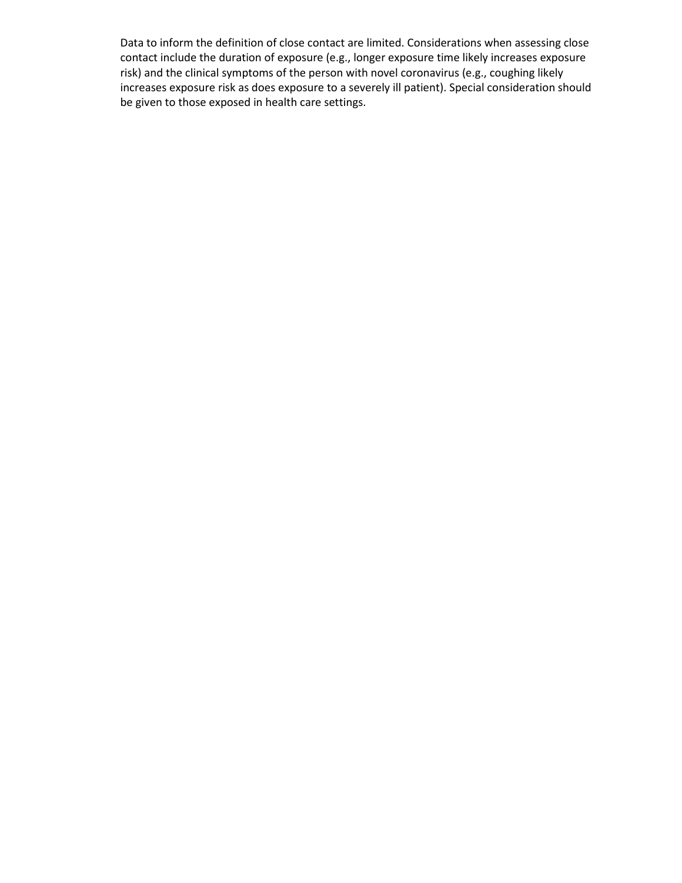Data to inform the definition of close contact are limited. Considerations when assessing close contact include the duration of exposure (e.g., longer exposure time likely increases exposure risk) and the clinical symptoms of the person with novel coronavirus (e.g., coughing likely increases exposure risk as does exposure to a severely ill patient). Special consideration should be given to those exposed in health care settings.